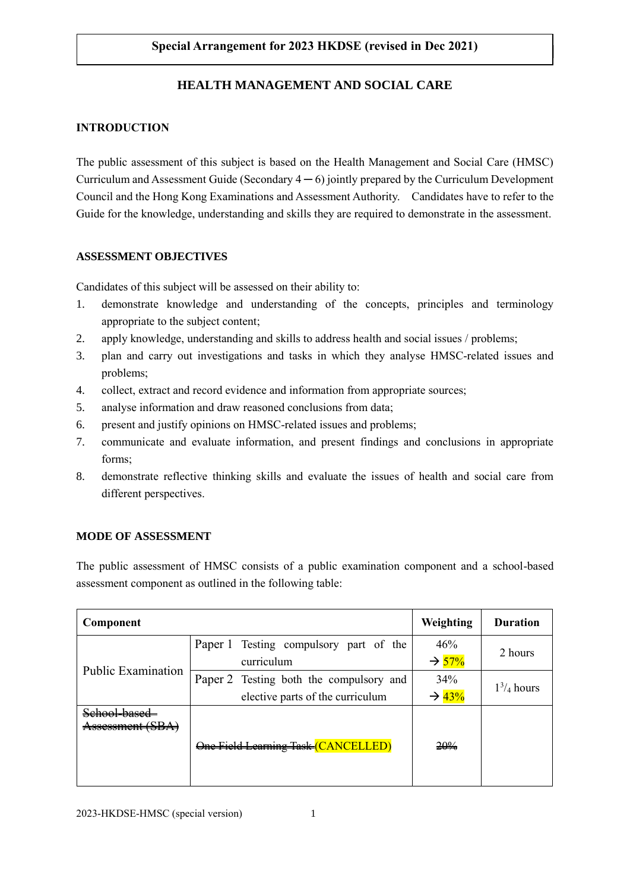**Special Arrangement for 2023 HKDSE (revised in Dec 2021)**

# HEALTH MANAGEMENT AND SOCIAL CARE

## INTRODUCTION

The public assessment of this subject is based on the Health Management and Social Care (HMSC) Curriculum and Assessment Guide (Secondary 4 ─ 6) jointly prepared by the Curriculum Development Council and the Hong Kong Examinations and Assessment Authority. Candidates have to refer to the Guide for the knowledge, understanding and skills they are required to demonstrate in the assessment.

## ASSESSMENT OBJECTIVES

Candidates of this subject will be assessed on their ability to:

1. demonstrate knowledge and understanding of the concepts, principles and terminology appropriate to the subject content;
2. apply knowledge, understanding and skills to address health and social issues / problems;
3. plan and carry out investigations and tasks in which they analyse HMSC-related issues and problems;
4. collect, extract and record evidence and information from appropriate sources;
5. analyse information and draw reasoned conclusions from data;
6. present and justify opinions on HMSC-related issues and problems;
7. communicate and evaluate information, and present findings and conclusions in appropriate forms;
8. demonstrate reflective thinking skills and evaluate the issues of health and social care from different perspectives.

## MODE OF ASSESSMENT

The public assessment of HMSC consists of a public examination component and a school-based assessment component as outlined in the following table:

| Component | | Weighting | Duration |
|---|---|---|---|
| Public Examination | Paper 1 Testing compulsory part of the curriculum | 46% → 57% | 2 hours |
| | Paper 2 Testing both the compulsory and elective parts of the curriculum | 34% → 43% | $1^3/_4$ hours |
| ~~School-based Assessment (SBA)~~ | ~~One Field Learning Task~~ (CANCELLED) | ~~20%~~ | |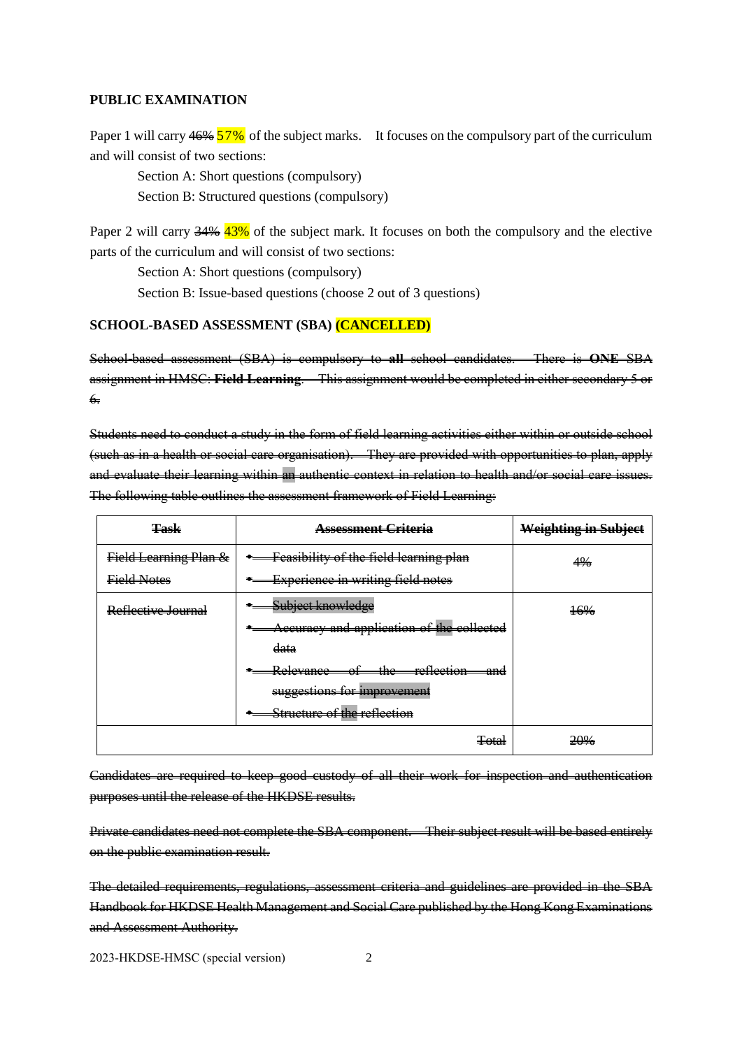**PUBLIC EXAMINATION**

Paper 1 will carry ~~46%~~ 57% of the subject marks. It focuses on the compulsory part of the curriculum and will consist of two sections:

Section A: Short questions (compulsory)
Section B: Structured questions (compulsory)

Paper 2 will carry ~~34%~~ 43% of the subject mark. It focuses on both the compulsory and the elective parts of the curriculum and will consist of two sections:

Section A: Short questions (compulsory)
Section B: Issue-based questions (choose 2 out of 3 questions)

**SCHOOL-BASED ASSESSMENT (SBA) (CANCELLED)**

~~School-based assessment (SBA) is compulsory to **all** school candidates. There is **ONE** SBA assignment in HMSC: **Field Learning**. This assignment would be completed in either secondary 5 or 6.~~

~~Students need to conduct a study in the form of field learning activities either within or outside school (such as in a health or social care organisation). They are provided with opportunities to plan, apply and evaluate their learning within an authentic context in relation to health and/or social care issues. The following table outlines the assessment framework of Field Learning:~~

| ~~Task~~ | ~~Assessment Criteria~~ | ~~Weighting in Subject~~ |
|---|---|---|
| ~~Field Learning Plan & Field Notes~~ | • ~~Feasibility of the field learning plan~~<br>• ~~Experience in writing field notes~~ | ~~4%~~ |
| ~~Reflective Journal~~ | • ~~Subject knowledge~~<br>• ~~Accuracy and application of the collected data~~<br>• ~~Relevance of the reflection and suggestions for improvement~~<br>• ~~Structure of the reflection~~ | ~~16%~~ |
| | ~~Total~~ | ~~20%~~ |

~~Candidates are required to keep good custody of all their work for inspection and authentication purposes until the release of the HKDSE results.~~

~~Private candidates need not complete the SBA component. Their subject result will be based entirely on the public examination result.~~

~~The detailed requirements, regulations, assessment criteria and guidelines are provided in the SBA Handbook for HKDSE Health Management and Social Care published by the Hong Kong Examinations and Assessment Authority.~~